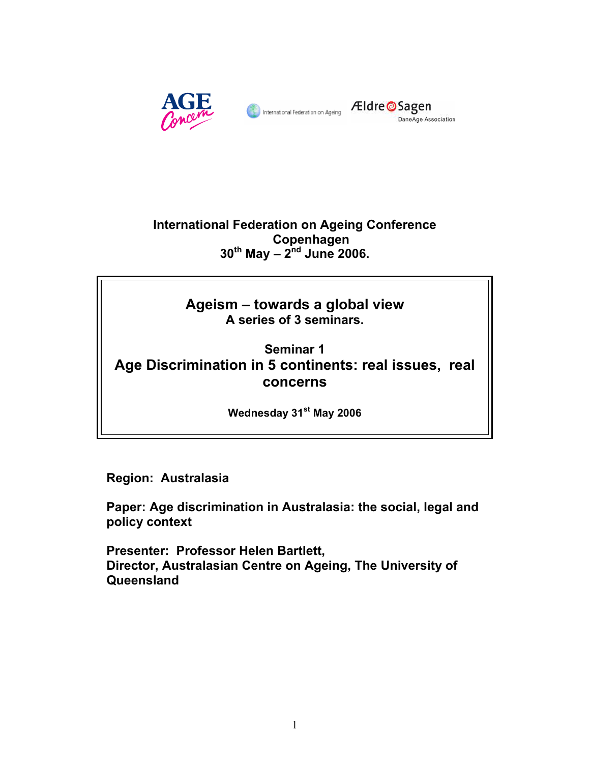International Federation on Ageing Conference
Copenhagen
30th May – 2nd June 2006.

# Ageism – towards a global view

**A series of 3 seminars.**

## Seminar 1
## Age Discrimination in 5 continents: real issues, real concerns

**Wednesday 31st May 2006**

**Region: Australasia**

**Paper: Age discrimination in Australasia: the social, legal and policy context**

**Presenter: Professor Helen Bartlett,**
**Director, Australasian Centre on Ageing, The University of Queensland**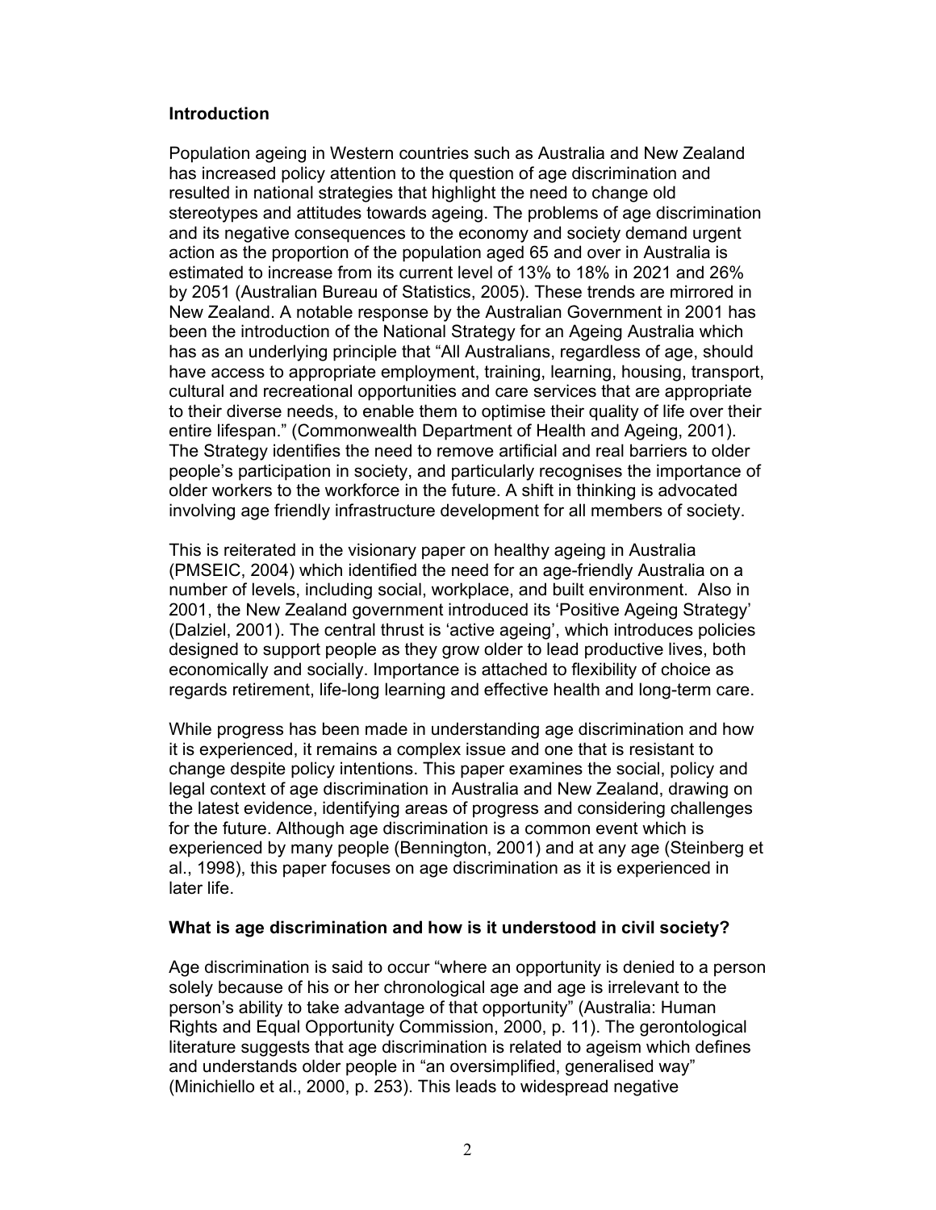**Introduction**

Population ageing in Western countries such as Australia and New Zealand has increased policy attention to the question of age discrimination and resulted in national strategies that highlight the need to change old stereotypes and attitudes towards ageing. The problems of age discrimination and its negative consequences to the economy and society demand urgent action as the proportion of the population aged 65 and over in Australia is estimated to increase from its current level of 13% to 18% in 2021 and 26% by 2051 (Australian Bureau of Statistics, 2005). These trends are mirrored in New Zealand. A notable response by the Australian Government in 2001 has been the introduction of the National Strategy for an Ageing Australia which has as an underlying principle that "All Australians, regardless of age, should have access to appropriate employment, training, learning, housing, transport, cultural and recreational opportunities and care services that are appropriate to their diverse needs, to enable them to optimise their quality of life over their entire lifespan." (Commonwealth Department of Health and Ageing, 2001). The Strategy identifies the need to remove artificial and real barriers to older people's participation in society, and particularly recognises the importance of older workers to the workforce in the future. A shift in thinking is advocated involving age friendly infrastructure development for all members of society.

This is reiterated in the visionary paper on healthy ageing in Australia (PMSEIC, 2004) which identified the need for an age-friendly Australia on a number of levels, including social, workplace, and built environment. Also in 2001, the New Zealand government introduced its 'Positive Ageing Strategy' (Dalziel, 2001). The central thrust is 'active ageing', which introduces policies designed to support people as they grow older to lead productive lives, both economically and socially. Importance is attached to flexibility of choice as regards retirement, life-long learning and effective health and long-term care.

While progress has been made in understanding age discrimination and how it is experienced, it remains a complex issue and one that is resistant to change despite policy intentions. This paper examines the social, policy and legal context of age discrimination in Australia and New Zealand, drawing on the latest evidence, identifying areas of progress and considering challenges for the future. Although age discrimination is a common event which is experienced by many people (Bennington, 2001) and at any age (Steinberg et al., 1998), this paper focuses on age discrimination as it is experienced in later life.

**What is age discrimination and how is it understood in civil society?**

Age discrimination is said to occur "where an opportunity is denied to a person solely because of his or her chronological age and age is irrelevant to the person's ability to take advantage of that opportunity" (Australia: Human Rights and Equal Opportunity Commission, 2000, p. 11). The gerontological literature suggests that age discrimination is related to ageism which defines and understands older people in "an oversimplified, generalised way" (Minichiello et al., 2000, p. 253). This leads to widespread negative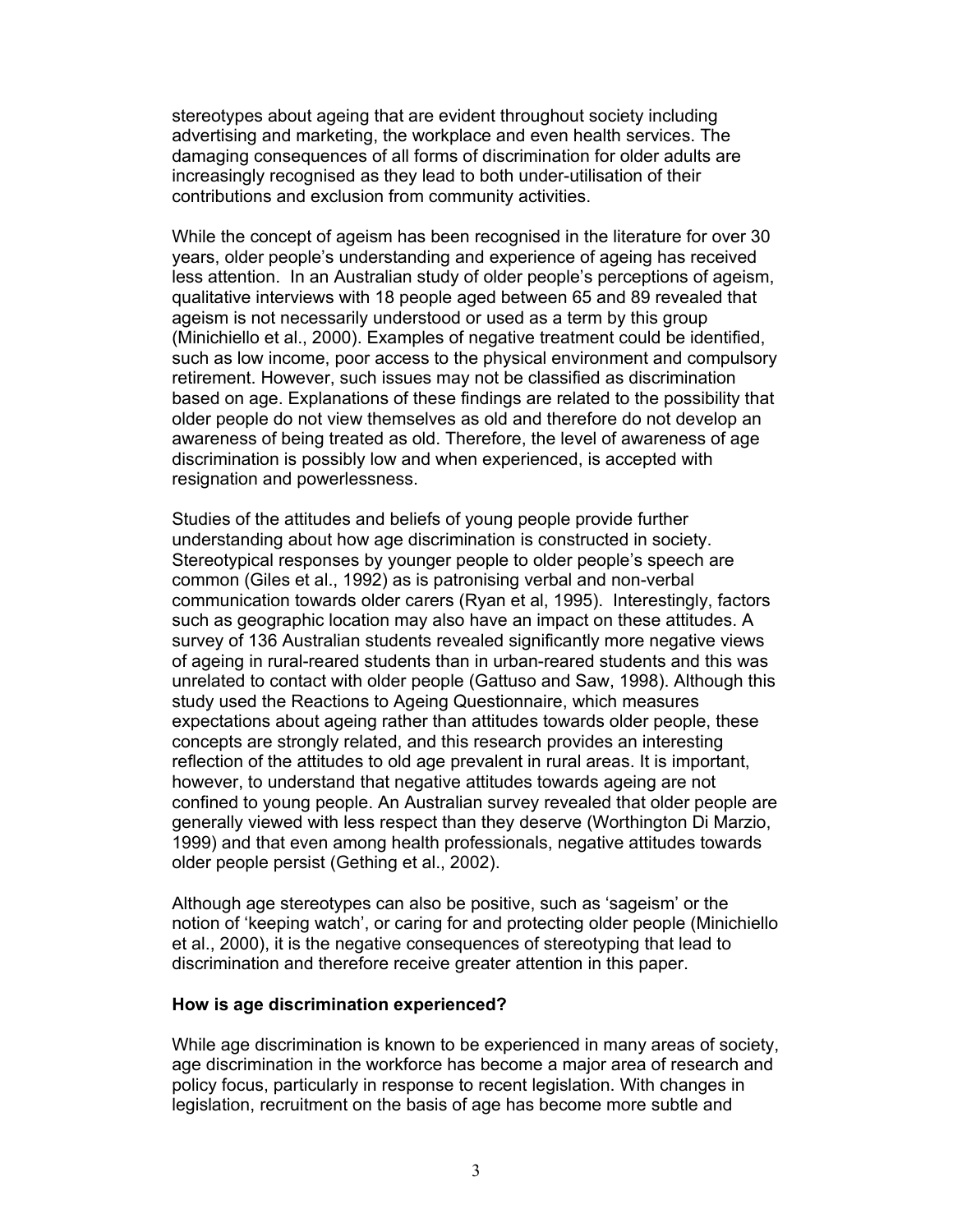stereotypes about ageing that are evident throughout society including advertising and marketing, the workplace and even health services. The damaging consequences of all forms of discrimination for older adults are increasingly recognised as they lead to both under-utilisation of their contributions and exclusion from community activities.

While the concept of ageism has been recognised in the literature for over 30 years, older people's understanding and experience of ageing has received less attention. In an Australian study of older people's perceptions of ageism, qualitative interviews with 18 people aged between 65 and 89 revealed that ageism is not necessarily understood or used as a term by this group (Minichiello et al., 2000). Examples of negative treatment could be identified, such as low income, poor access to the physical environment and compulsory retirement. However, such issues may not be classified as discrimination based on age. Explanations of these findings are related to the possibility that older people do not view themselves as old and therefore do not develop an awareness of being treated as old. Therefore, the level of awareness of age discrimination is possibly low and when experienced, is accepted with resignation and powerlessness.

Studies of the attitudes and beliefs of young people provide further understanding about how age discrimination is constructed in society. Stereotypical responses by younger people to older people's speech are common (Giles et al., 1992) as is patronising verbal and non-verbal communication towards older carers (Ryan et al, 1995). Interestingly, factors such as geographic location may also have an impact on these attitudes. A survey of 136 Australian students revealed significantly more negative views of ageing in rural-reared students than in urban-reared students and this was unrelated to contact with older people (Gattuso and Saw, 1998). Although this study used the Reactions to Ageing Questionnaire, which measures expectations about ageing rather than attitudes towards older people, these concepts are strongly related, and this research provides an interesting reflection of the attitudes to old age prevalent in rural areas. It is important, however, to understand that negative attitudes towards ageing are not confined to young people. An Australian survey revealed that older people are generally viewed with less respect than they deserve (Worthington Di Marzio, 1999) and that even among health professionals, negative attitudes towards older people persist (Gething et al., 2002).

Although age stereotypes can also be positive, such as 'sageism' or the notion of 'keeping watch', or caring for and protecting older people (Minichiello et al., 2000), it is the negative consequences of stereotyping that lead to discrimination and therefore receive greater attention in this paper.

## How is age discrimination experienced?

While age discrimination is known to be experienced in many areas of society, age discrimination in the workforce has become a major area of research and policy focus, particularly in response to recent legislation. With changes in legislation, recruitment on the basis of age has become more subtle and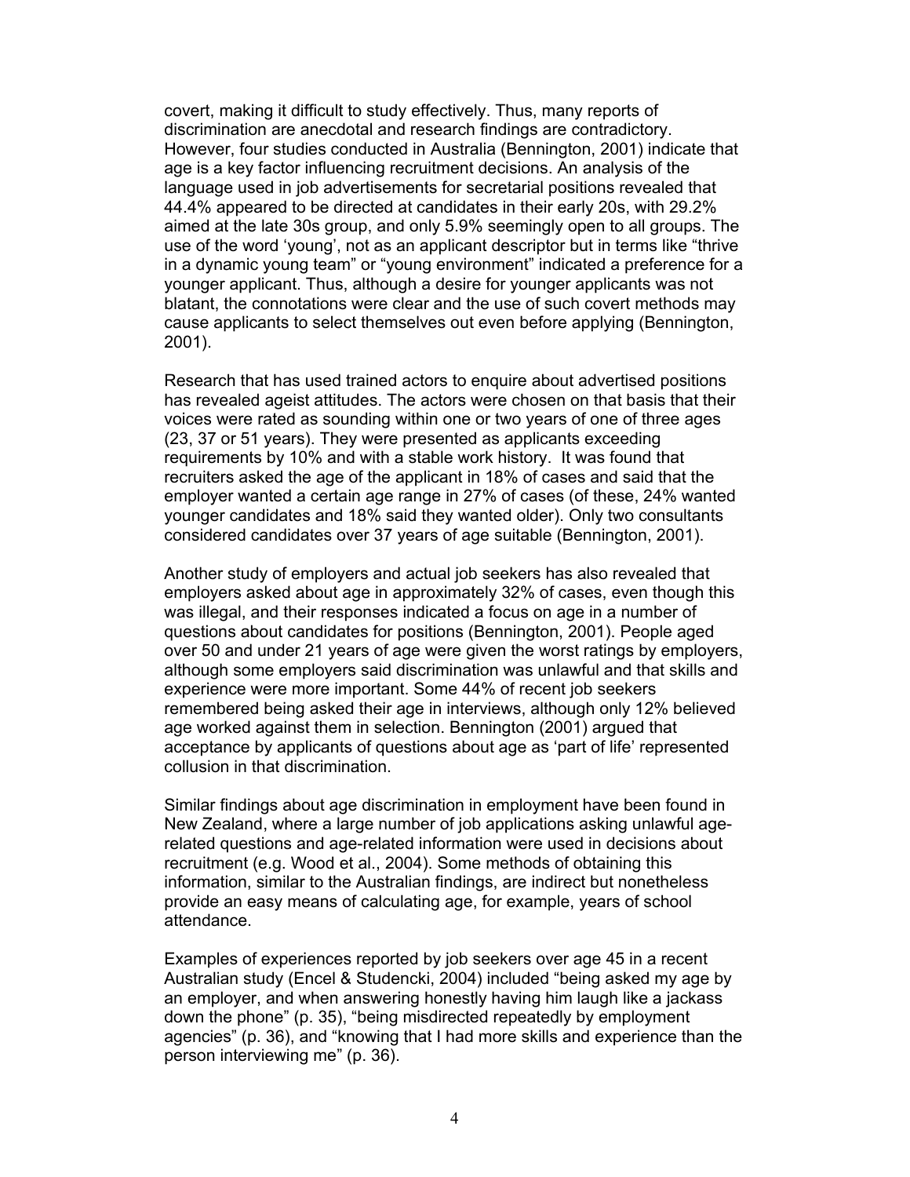covert, making it difficult to study effectively. Thus, many reports of discrimination are anecdotal and research findings are contradictory. However, four studies conducted in Australia (Bennington, 2001) indicate that age is a key factor influencing recruitment decisions. An analysis of the language used in job advertisements for secretarial positions revealed that 44.4% appeared to be directed at candidates in their early 20s, with 29.2% aimed at the late 30s group, and only 5.9% seemingly open to all groups. The use of the word 'young', not as an applicant descriptor but in terms like "thrive in a dynamic young team" or "young environment" indicated a preference for a younger applicant. Thus, although a desire for younger applicants was not blatant, the connotations were clear and the use of such covert methods may cause applicants to select themselves out even before applying (Bennington, 2001).

Research that has used trained actors to enquire about advertised positions has revealed ageist attitudes. The actors were chosen on that basis that their voices were rated as sounding within one or two years of one of three ages (23, 37 or 51 years). They were presented as applicants exceeding requirements by 10% and with a stable work history. It was found that recruiters asked the age of the applicant in 18% of cases and said that the employer wanted a certain age range in 27% of cases (of these, 24% wanted younger candidates and 18% said they wanted older). Only two consultants considered candidates over 37 years of age suitable (Bennington, 2001).

Another study of employers and actual job seekers has also revealed that employers asked about age in approximately 32% of cases, even though this was illegal, and their responses indicated a focus on age in a number of questions about candidates for positions (Bennington, 2001). People aged over 50 and under 21 years of age were given the worst ratings by employers, although some employers said discrimination was unlawful and that skills and experience were more important. Some 44% of recent job seekers remembered being asked their age in interviews, although only 12% believed age worked against them in selection. Bennington (2001) argued that acceptance by applicants of questions about age as 'part of life' represented collusion in that discrimination.

Similar findings about age discrimination in employment have been found in New Zealand, where a large number of job applications asking unlawful age-related questions and age-related information were used in decisions about recruitment (e.g. Wood et al., 2004). Some methods of obtaining this information, similar to the Australian findings, are indirect but nonetheless provide an easy means of calculating age, for example, years of school attendance.

Examples of experiences reported by job seekers over age 45 in a recent Australian study (Encel & Studencki, 2004) included "being asked my age by an employer, and when answering honestly having him laugh like a jackass down the phone" (p. 35), "being misdirected repeatedly by employment agencies" (p. 36), and "knowing that I had more skills and experience than the person interviewing me" (p. 36).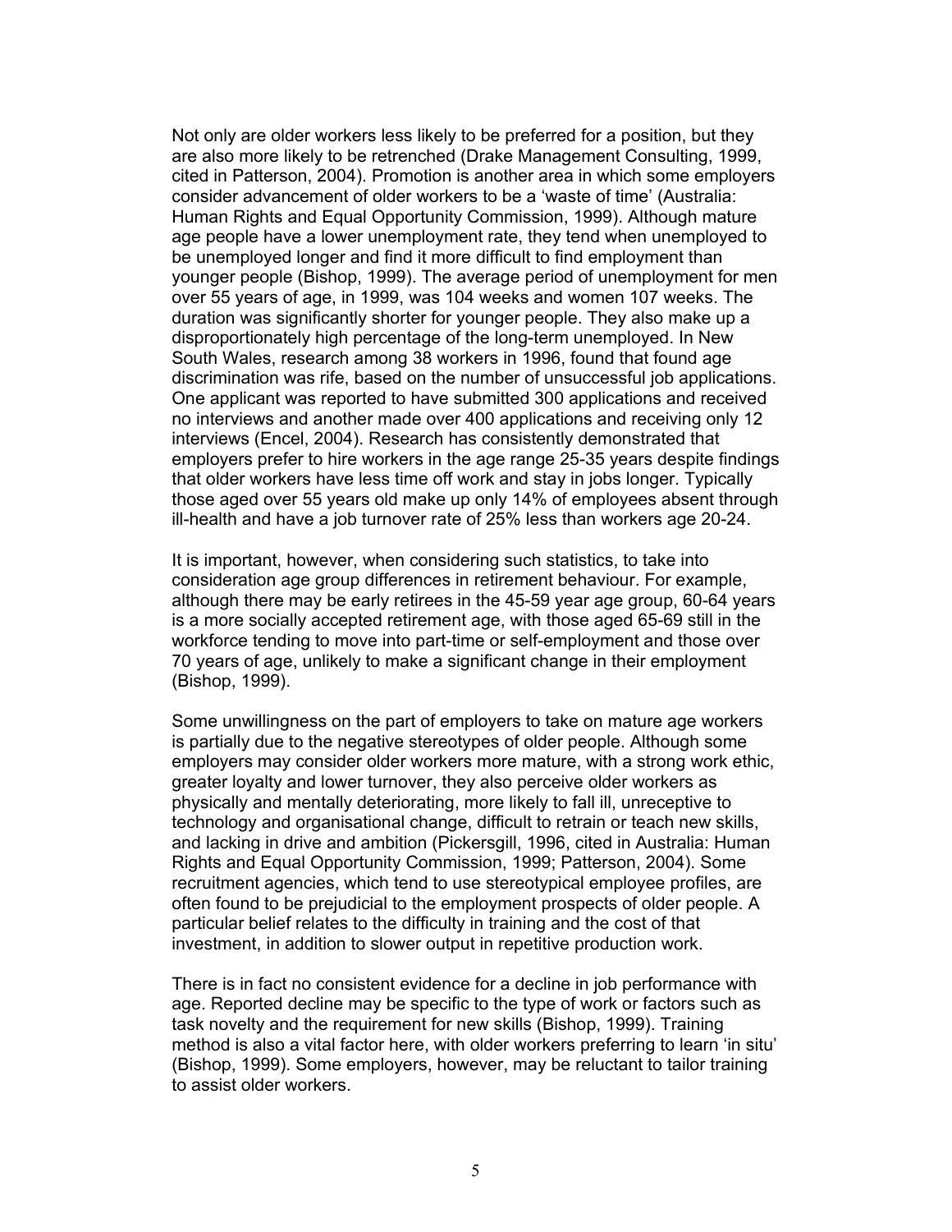Not only are older workers less likely to be preferred for a position, but they are also more likely to be retrenched (Drake Management Consulting, 1999, cited in Patterson, 2004). Promotion is another area in which some employers consider advancement of older workers to be a 'waste of time' (Australia: Human Rights and Equal Opportunity Commission, 1999). Although mature age people have a lower unemployment rate, they tend when unemployed to be unemployed longer and find it more difficult to find employment than younger people (Bishop, 1999). The average period of unemployment for men over 55 years of age, in 1999, was 104 weeks and women 107 weeks. The duration was significantly shorter for younger people. They also make up a disproportionately high percentage of the long-term unemployed. In New South Wales, research among 38 workers in 1996, found that found age discrimination was rife, based on the number of unsuccessful job applications. One applicant was reported to have submitted 300 applications and received no interviews and another made over 400 applications and receiving only 12 interviews (Encel, 2004). Research has consistently demonstrated that employers prefer to hire workers in the age range 25-35 years despite findings that older workers have less time off work and stay in jobs longer. Typically those aged over 55 years old make up only 14% of employees absent through ill-health and have a job turnover rate of 25% less than workers age 20-24.

It is important, however, when considering such statistics, to take into consideration age group differences in retirement behaviour. For example, although there may be early retirees in the 45-59 year age group, 60-64 years is a more socially accepted retirement age, with those aged 65-69 still in the workforce tending to move into part-time or self-employment and those over 70 years of age, unlikely to make a significant change in their employment (Bishop, 1999).

Some unwillingness on the part of employers to take on mature age workers is partially due to the negative stereotypes of older people. Although some employers may consider older workers more mature, with a strong work ethic, greater loyalty and lower turnover, they also perceive older workers as physically and mentally deteriorating, more likely to fall ill, unreceptive to technology and organisational change, difficult to retrain or teach new skills, and lacking in drive and ambition (Pickersgill, 1996, cited in Australia: Human Rights and Equal Opportunity Commission, 1999; Patterson, 2004). Some recruitment agencies, which tend to use stereotypical employee profiles, are often found to be prejudicial to the employment prospects of older people. A particular belief relates to the difficulty in training and the cost of that investment, in addition to slower output in repetitive production work.

There is in fact no consistent evidence for a decline in job performance with age. Reported decline may be specific to the type of work or factors such as task novelty and the requirement for new skills (Bishop, 1999). Training method is also a vital factor here, with older workers preferring to learn 'in situ' (Bishop, 1999). Some employers, however, may be reluctant to tailor training to assist older workers.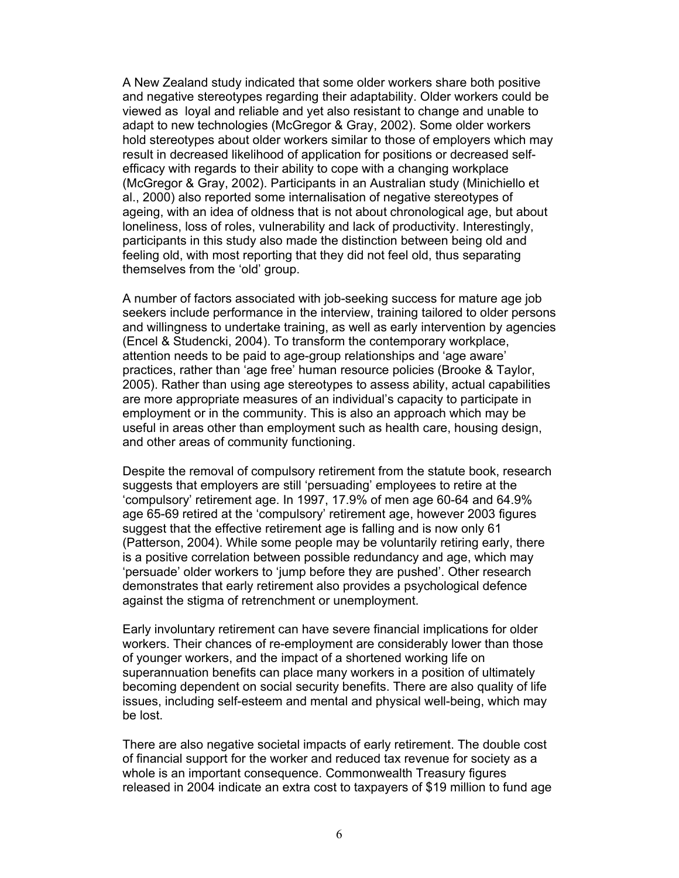A New Zealand study indicated that some older workers share both positive and negative stereotypes regarding their adaptability. Older workers could be viewed as loyal and reliable and yet also resistant to change and unable to adapt to new technologies (McGregor & Gray, 2002). Some older workers hold stereotypes about older workers similar to those of employers which may result in decreased likelihood of application for positions or decreased self-efficacy with regards to their ability to cope with a changing workplace (McGregor & Gray, 2002). Participants in an Australian study (Minichiello et al., 2000) also reported some internalisation of negative stereotypes of ageing, with an idea of oldness that is not about chronological age, but about loneliness, loss of roles, vulnerability and lack of productivity. Interestingly, participants in this study also made the distinction between being old and feeling old, with most reporting that they did not feel old, thus separating themselves from the 'old' group.

A number of factors associated with job-seeking success for mature age job seekers include performance in the interview, training tailored to older persons and willingness to undertake training, as well as early intervention by agencies (Encel & Studencki, 2004). To transform the contemporary workplace, attention needs to be paid to age-group relationships and 'age aware' practices, rather than 'age free' human resource policies (Brooke & Taylor, 2005). Rather than using age stereotypes to assess ability, actual capabilities are more appropriate measures of an individual's capacity to participate in employment or in the community. This is also an approach which may be useful in areas other than employment such as health care, housing design, and other areas of community functioning.

Despite the removal of compulsory retirement from the statute book, research suggests that employers are still 'persuading' employees to retire at the 'compulsory' retirement age. In 1997, 17.9% of men age 60-64 and 64.9% age 65-69 retired at the 'compulsory' retirement age, however 2003 figures suggest that the effective retirement age is falling and is now only 61 (Patterson, 2004). While some people may be voluntarily retiring early, there is a positive correlation between possible redundancy and age, which may 'persuade' older workers to 'jump before they are pushed'. Other research demonstrates that early retirement also provides a psychological defence against the stigma of retrenchment or unemployment.

Early involuntary retirement can have severe financial implications for older workers. Their chances of re-employment are considerably lower than those of younger workers, and the impact of a shortened working life on superannuation benefits can place many workers in a position of ultimately becoming dependent on social security benefits. There are also quality of life issues, including self-esteem and mental and physical well-being, which may be lost.

There are also negative societal impacts of early retirement. The double cost of financial support for the worker and reduced tax revenue for society as a whole is an important consequence. Commonwealth Treasury figures released in 2004 indicate an extra cost to taxpayers of $19 million to fund age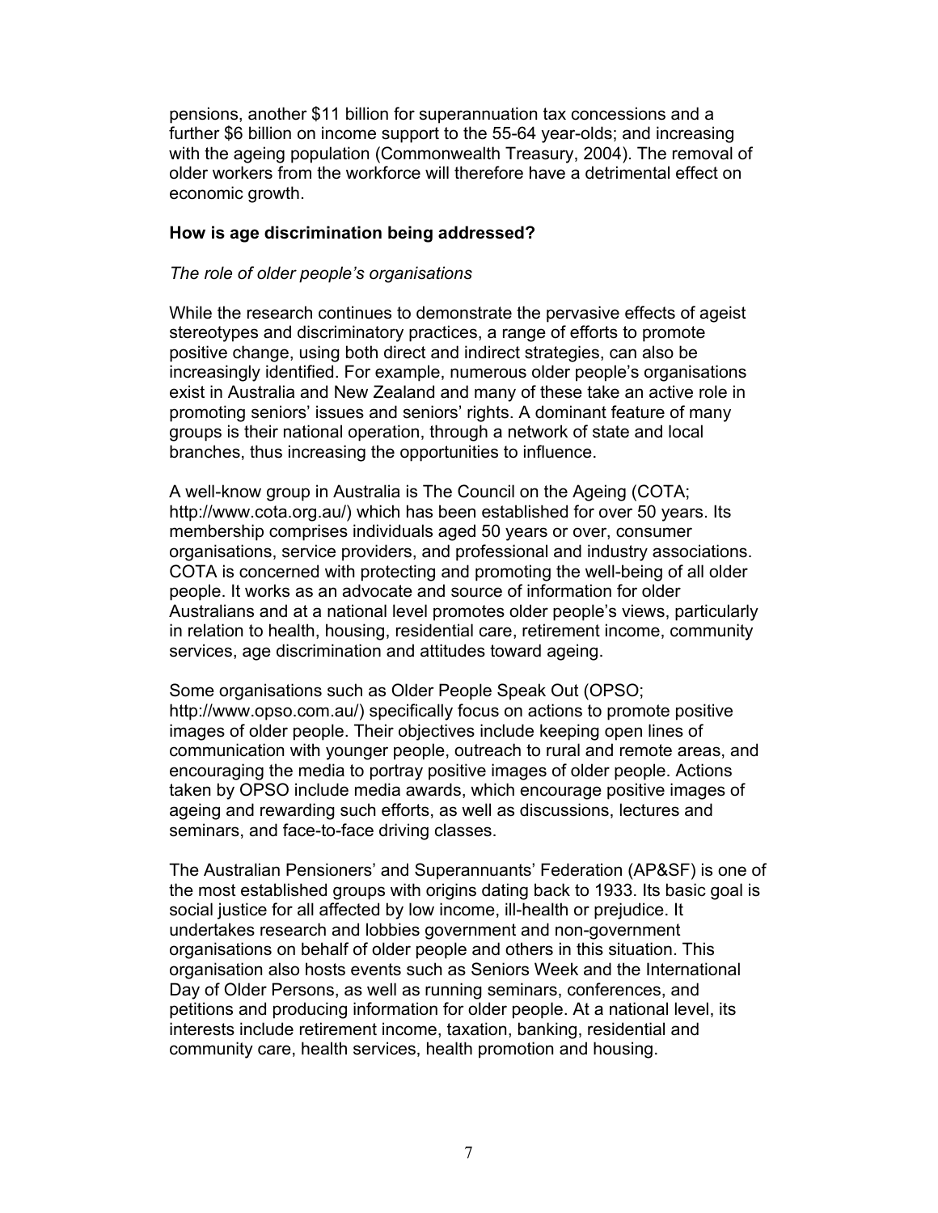pensions, another $11 billion for superannuation tax concessions and a further $6 billion on income support to the 55-64 year-olds; and increasing with the ageing population (Commonwealth Treasury, 2004). The removal of older workers from the workforce will therefore have a detrimental effect on economic growth.

## How is age discrimination being addressed?

### *The role of older people's organisations*

While the research continues to demonstrate the pervasive effects of ageist stereotypes and discriminatory practices, a range of efforts to promote positive change, using both direct and indirect strategies, can also be increasingly identified. For example, numerous older people's organisations exist in Australia and New Zealand and many of these take an active role in promoting seniors' issues and seniors' rights. A dominant feature of many groups is their national operation, through a network of state and local branches, thus increasing the opportunities to influence.

A well-know group in Australia is The Council on the Ageing (COTA; http://www.cota.org.au/) which has been established for over 50 years. Its membership comprises individuals aged 50 years or over, consumer organisations, service providers, and professional and industry associations. COTA is concerned with protecting and promoting the well-being of all older people. It works as an advocate and source of information for older Australians and at a national level promotes older people's views, particularly in relation to health, housing, residential care, retirement income, community services, age discrimination and attitudes toward ageing.

Some organisations such as Older People Speak Out (OPSO; http://www.opso.com.au/) specifically focus on actions to promote positive images of older people. Their objectives include keeping open lines of communication with younger people, outreach to rural and remote areas, and encouraging the media to portray positive images of older people. Actions taken by OPSO include media awards, which encourage positive images of ageing and rewarding such efforts, as well as discussions, lectures and seminars, and face-to-face driving classes.

The Australian Pensioners' and Superannuants' Federation (AP&SF) is one of the most established groups with origins dating back to 1933. Its basic goal is social justice for all affected by low income, ill-health or prejudice. It undertakes research and lobbies government and non-government organisations on behalf of older people and others in this situation. This organisation also hosts events such as Seniors Week and the International Day of Older Persons, as well as running seminars, conferences, and petitions and producing information for older people. At a national level, its interests include retirement income, taxation, banking, residential and community care, health services, health promotion and housing.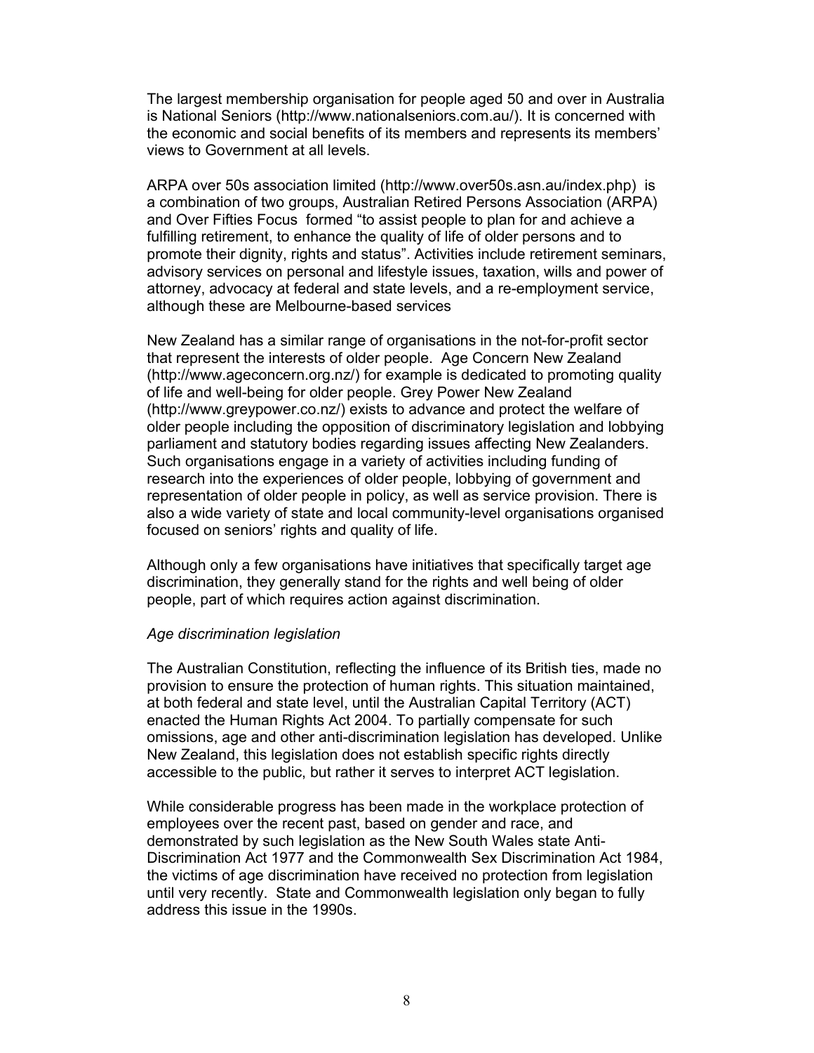The largest membership organisation for people aged 50 and over in Australia is National Seniors (http://www.nationalseniors.com.au/). It is concerned with the economic and social benefits of its members and represents its members' views to Government at all levels.

ARPA over 50s association limited (http://www.over50s.asn.au/index.php) is a combination of two groups, Australian Retired Persons Association (ARPA) and Over Fifties Focus formed "to assist people to plan for and achieve a fulfilling retirement, to enhance the quality of life of older persons and to promote their dignity, rights and status". Activities include retirement seminars, advisory services on personal and lifestyle issues, taxation, wills and power of attorney, advocacy at federal and state levels, and a re-employment service, although these are Melbourne-based services

New Zealand has a similar range of organisations in the not-for-profit sector that represent the interests of older people. Age Concern New Zealand (http://www.ageconcern.org.nz/) for example is dedicated to promoting quality of life and well-being for older people. Grey Power New Zealand (http://www.greypower.co.nz/) exists to advance and protect the welfare of older people including the opposition of discriminatory legislation and lobbying parliament and statutory bodies regarding issues affecting New Zealanders. Such organisations engage in a variety of activities including funding of research into the experiences of older people, lobbying of government and representation of older people in policy, as well as service provision. There is also a wide variety of state and local community-level organisations organised focused on seniors' rights and quality of life.

Although only a few organisations have initiatives that specifically target age discrimination, they generally stand for the rights and well being of older people, part of which requires action against discrimination.

*Age discrimination legislation*

The Australian Constitution, reflecting the influence of its British ties, made no provision to ensure the protection of human rights. This situation maintained, at both federal and state level, until the Australian Capital Territory (ACT) enacted the Human Rights Act 2004. To partially compensate for such omissions, age and other anti-discrimination legislation has developed. Unlike New Zealand, this legislation does not establish specific rights directly accessible to the public, but rather it serves to interpret ACT legislation.

While considerable progress has been made in the workplace protection of employees over the recent past, based on gender and race, and demonstrated by such legislation as the New South Wales state Anti-Discrimination Act 1977 and the Commonwealth Sex Discrimination Act 1984, the victims of age discrimination have received no protection from legislation until very recently. State and Commonwealth legislation only began to fully address this issue in the 1990s.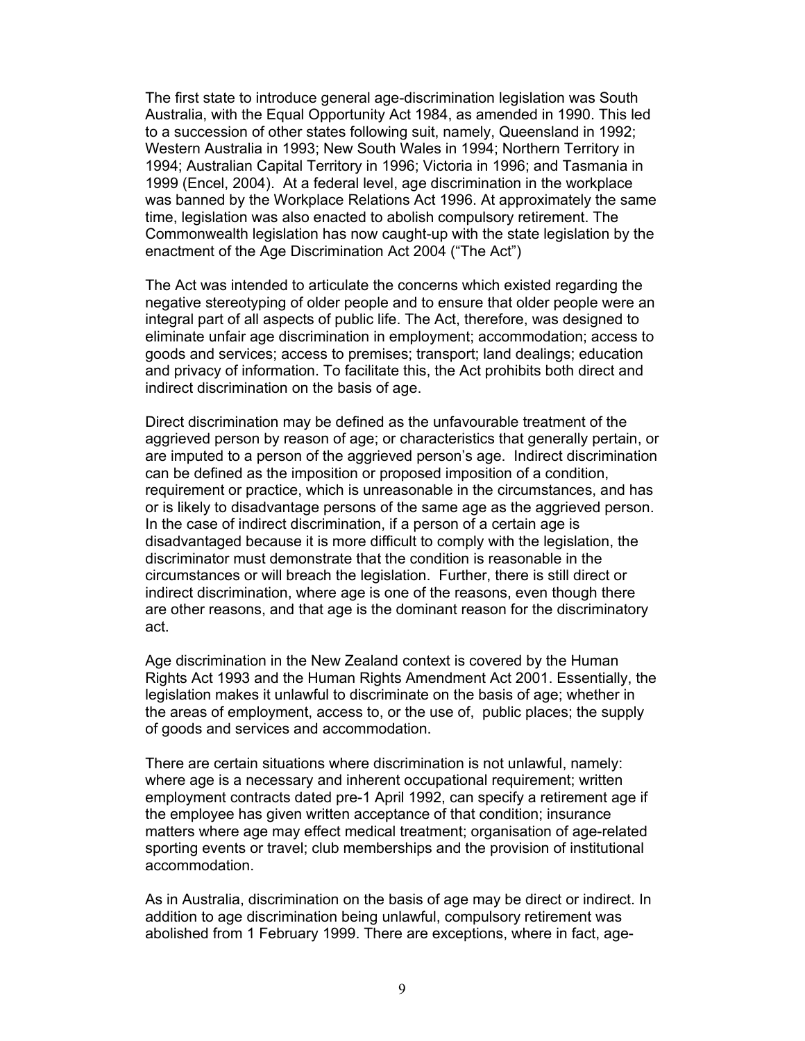The first state to introduce general age-discrimination legislation was South Australia, with the Equal Opportunity Act 1984, as amended in 1990. This led to a succession of other states following suit, namely, Queensland in 1992; Western Australia in 1993; New South Wales in 1994; Northern Territory in 1994; Australian Capital Territory in 1996; Victoria in 1996; and Tasmania in 1999 (Encel, 2004). At a federal level, age discrimination in the workplace was banned by the Workplace Relations Act 1996. At approximately the same time, legislation was also enacted to abolish compulsory retirement. The Commonwealth legislation has now caught-up with the state legislation by the enactment of the Age Discrimination Act 2004 ("The Act")

The Act was intended to articulate the concerns which existed regarding the negative stereotyping of older people and to ensure that older people were an integral part of all aspects of public life. The Act, therefore, was designed to eliminate unfair age discrimination in employment; accommodation; access to goods and services; access to premises; transport; land dealings; education and privacy of information. To facilitate this, the Act prohibits both direct and indirect discrimination on the basis of age.

Direct discrimination may be defined as the unfavourable treatment of the aggrieved person by reason of age; or characteristics that generally pertain, or are imputed to a person of the aggrieved person's age. Indirect discrimination can be defined as the imposition or proposed imposition of a condition, requirement or practice, which is unreasonable in the circumstances, and has or is likely to disadvantage persons of the same age as the aggrieved person. In the case of indirect discrimination, if a person of a certain age is disadvantaged because it is more difficult to comply with the legislation, the discriminator must demonstrate that the condition is reasonable in the circumstances or will breach the legislation. Further, there is still direct or indirect discrimination, where age is one of the reasons, even though there are other reasons, and that age is the dominant reason for the discriminatory act.

Age discrimination in the New Zealand context is covered by the Human Rights Act 1993 and the Human Rights Amendment Act 2001. Essentially, the legislation makes it unlawful to discriminate on the basis of age; whether in the areas of employment, access to, or the use of, public places; the supply of goods and services and accommodation.

There are certain situations where discrimination is not unlawful, namely: where age is a necessary and inherent occupational requirement; written employment contracts dated pre-1 April 1992, can specify a retirement age if the employee has given written acceptance of that condition; insurance matters where age may effect medical treatment; organisation of age-related sporting events or travel; club memberships and the provision of institutional accommodation.

As in Australia, discrimination on the basis of age may be direct or indirect. In addition to age discrimination being unlawful, compulsory retirement was abolished from 1 February 1999. There are exceptions, where in fact, age-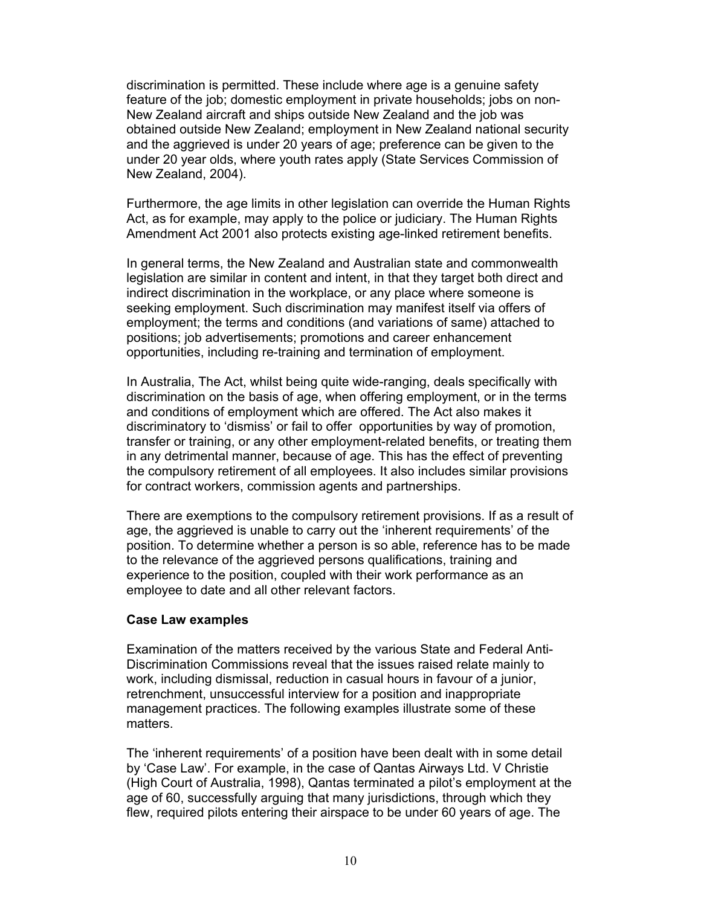discrimination is permitted. These include where age is a genuine safety feature of the job; domestic employment in private households; jobs on non-New Zealand aircraft and ships outside New Zealand and the job was obtained outside New Zealand; employment in New Zealand national security and the aggrieved is under 20 years of age; preference can be given to the under 20 year olds, where youth rates apply (State Services Commission of New Zealand, 2004).

Furthermore, the age limits in other legislation can override the Human Rights Act, as for example, may apply to the police or judiciary. The Human Rights Amendment Act 2001 also protects existing age-linked retirement benefits.

In general terms, the New Zealand and Australian state and commonwealth legislation are similar in content and intent, in that they target both direct and indirect discrimination in the workplace, or any place where someone is seeking employment. Such discrimination may manifest itself via offers of employment; the terms and conditions (and variations of same) attached to positions; job advertisements; promotions and career enhancement opportunities, including re-training and termination of employment.

In Australia, The Act, whilst being quite wide-ranging, deals specifically with discrimination on the basis of age, when offering employment, or in the terms and conditions of employment which are offered. The Act also makes it discriminatory to 'dismiss' or fail to offer opportunities by way of promotion, transfer or training, or any other employment-related benefits, or treating them in any detrimental manner, because of age. This has the effect of preventing the compulsory retirement of all employees. It also includes similar provisions for contract workers, commission agents and partnerships.

There are exemptions to the compulsory retirement provisions. If as a result of age, the aggrieved is unable to carry out the 'inherent requirements' of the position. To determine whether a person is so able, reference has to be made to the relevance of the aggrieved persons qualifications, training and experience to the position, coupled with their work performance as an employee to date and all other relevant factors.

**Case Law examples**

Examination of the matters received by the various State and Federal Anti-Discrimination Commissions reveal that the issues raised relate mainly to work, including dismissal, reduction in casual hours in favour of a junior, retrenchment, unsuccessful interview for a position and inappropriate management practices. The following examples illustrate some of these matters.

The 'inherent requirements' of a position have been dealt with in some detail by 'Case Law'. For example, in the case of Qantas Airways Ltd. V Christie (High Court of Australia, 1998), Qantas terminated a pilot's employment at the age of 60, successfully arguing that many jurisdictions, through which they flew, required pilots entering their airspace to be under 60 years of age. The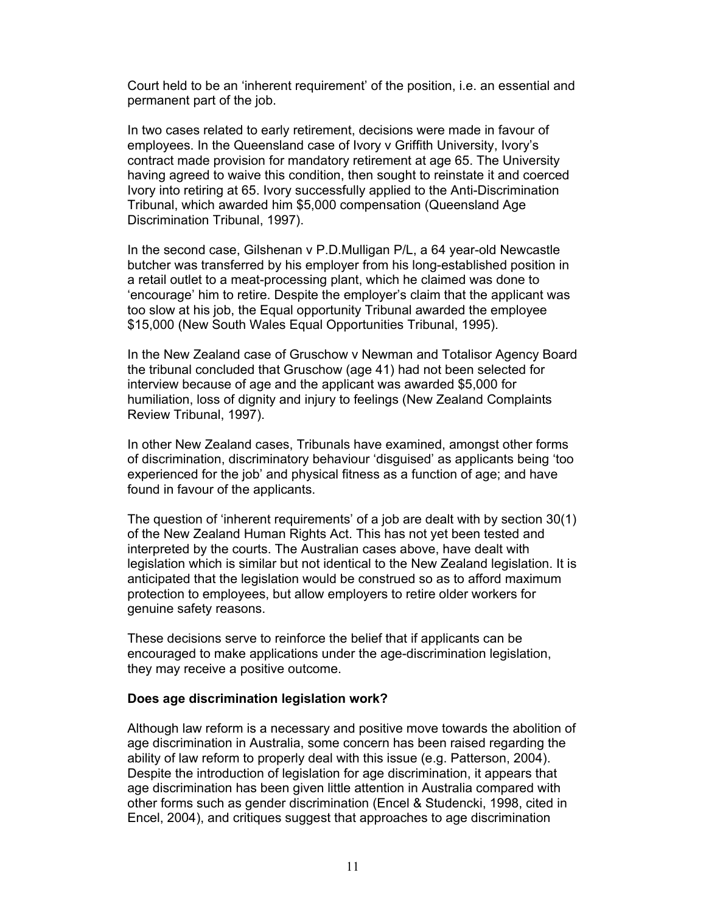Court held to be an 'inherent requirement' of the position, i.e. an essential and permanent part of the job.

In two cases related to early retirement, decisions were made in favour of employees. In the Queensland case of Ivory v Griffith University, Ivory's contract made provision for mandatory retirement at age 65. The University having agreed to waive this condition, then sought to reinstate it and coerced Ivory into retiring at 65. Ivory successfully applied to the Anti-Discrimination Tribunal, which awarded him $5,000 compensation (Queensland Age Discrimination Tribunal, 1997).

In the second case, Gilshenan v P.D.Mulligan P/L, a 64 year-old Newcastle butcher was transferred by his employer from his long-established position in a retail outlet to a meat-processing plant, which he claimed was done to 'encourage' him to retire. Despite the employer's claim that the applicant was too slow at his job, the Equal opportunity Tribunal awarded the employee $15,000 (New South Wales Equal Opportunities Tribunal, 1995).

In the New Zealand case of Gruschow v Newman and Totalisor Agency Board the tribunal concluded that Gruschow (age 41) had not been selected for interview because of age and the applicant was awarded $5,000 for humiliation, loss of dignity and injury to feelings (New Zealand Complaints Review Tribunal, 1997).

In other New Zealand cases, Tribunals have examined, amongst other forms of discrimination, discriminatory behaviour 'disguised' as applicants being 'too experienced for the job' and physical fitness as a function of age; and have found in favour of the applicants.

The question of 'inherent requirements' of a job are dealt with by section 30(1) of the New Zealand Human Rights Act. This has not yet been tested and interpreted by the courts. The Australian cases above, have dealt with legislation which is similar but not identical to the New Zealand legislation. It is anticipated that the legislation would be construed so as to afford maximum protection to employees, but allow employers to retire older workers for genuine safety reasons.

These decisions serve to reinforce the belief that if applicants can be encouraged to make applications under the age-discrimination legislation, they may receive a positive outcome.

**Does age discrimination legislation work?**

Although law reform is a necessary and positive move towards the abolition of age discrimination in Australia, some concern has been raised regarding the ability of law reform to properly deal with this issue (e.g. Patterson, 2004). Despite the introduction of legislation for age discrimination, it appears that age discrimination has been given little attention in Australia compared with other forms such as gender discrimination (Encel & Studencki, 1998, cited in Encel, 2004), and critiques suggest that approaches to age discrimination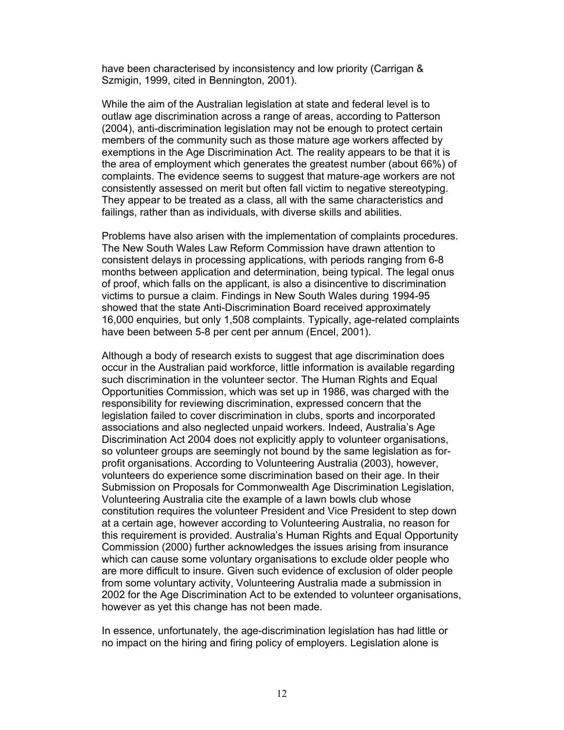have been characterised by inconsistency and low priority (Carrigan & Szmigin, 1999, cited in Bennington, 2001).

While the aim of the Australian legislation at state and federal level is to outlaw age discrimination across a range of areas, according to Patterson (2004), anti-discrimination legislation may not be enough to protect certain members of the community such as those mature age workers affected by exemptions in the Age Discrimination Act. The reality appears to be that it is the area of employment which generates the greatest number (about 66%) of complaints. The evidence seems to suggest that mature-age workers are not consistently assessed on merit but often fall victim to negative stereotyping. They appear to be treated as a class, all with the same characteristics and failings, rather than as individuals, with diverse skills and abilities.

Problems have also arisen with the implementation of complaints procedures. The New South Wales Law Reform Commission have drawn attention to consistent delays in processing applications, with periods ranging from 6-8 months between application and determination, being typical. The legal onus of proof, which falls on the applicant, is also a disincentive to discrimination victims to pursue a claim. Findings in New South Wales during 1994-95 showed that the state Anti-Discrimination Board received approximately 16,000 enquiries, but only 1,508 complaints. Typically, age-related complaints have been between 5-8 per cent per annum (Encel, 2001).

Although a body of research exists to suggest that age discrimination does occur in the Australian paid workforce, little information is available regarding such discrimination in the volunteer sector. The Human Rights and Equal Opportunities Commission, which was set up in 1986, was charged with the responsibility for reviewing discrimination, expressed concern that the legislation failed to cover discrimination in clubs, sports and incorporated associations and also neglected unpaid workers. Indeed, Australia's Age Discrimination Act 2004 does not explicitly apply to volunteer organisations, so volunteer groups are seemingly not bound by the same legislation as for-profit organisations. According to Volunteering Australia (2003), however, volunteers do experience some discrimination based on their age. In their Submission on Proposals for Commonwealth Age Discrimination Legislation, Volunteering Australia cite the example of a lawn bowls club whose constitution requires the volunteer President and Vice President to step down at a certain age, however according to Volunteering Australia, no reason for this requirement is provided. Australia's Human Rights and Equal Opportunity Commission (2000) further acknowledges the issues arising from insurance which can cause some voluntary organisations to exclude older people who are more difficult to insure. Given such evidence of exclusion of older people from some voluntary activity, Volunteering Australia made a submission in 2002 for the Age Discrimination Act to be extended to volunteer organisations, however as yet this change has not been made.

In essence, unfortunately, the age-discrimination legislation has had little or no impact on the hiring and firing policy of employers. Legislation alone is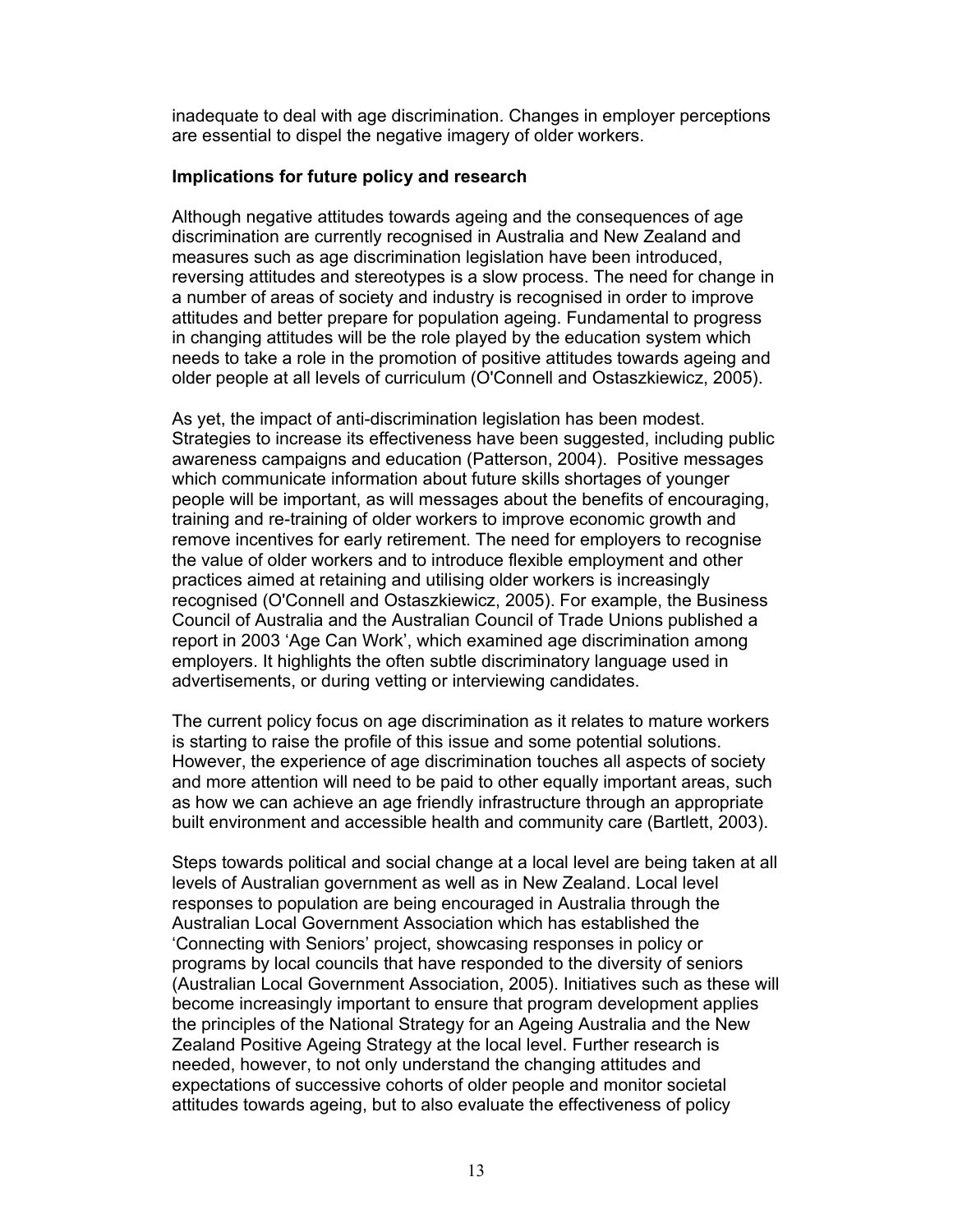inadequate to deal with age discrimination. Changes in employer perceptions are essential to dispel the negative imagery of older workers.

**Implications for future policy and research**

Although negative attitudes towards ageing and the consequences of age discrimination are currently recognised in Australia and New Zealand and measures such as age discrimination legislation have been introduced, reversing attitudes and stereotypes is a slow process. The need for change in a number of areas of society and industry is recognised in order to improve attitudes and better prepare for population ageing. Fundamental to progress in changing attitudes will be the role played by the education system which needs to take a role in the promotion of positive attitudes towards ageing and older people at all levels of curriculum (O'Connell and Ostaszkiewicz, 2005).

As yet, the impact of anti-discrimination legislation has been modest. Strategies to increase its effectiveness have been suggested, including public awareness campaigns and education (Patterson, 2004). Positive messages which communicate information about future skills shortages of younger people will be important, as will messages about the benefits of encouraging, training and re-training of older workers to improve economic growth and remove incentives for early retirement. The need for employers to recognise the value of older workers and to introduce flexible employment and other practices aimed at retaining and utilising older workers is increasingly recognised (O'Connell and Ostaszkiewicz, 2005). For example, the Business Council of Australia and the Australian Council of Trade Unions published a report in 2003 'Age Can Work', which examined age discrimination among employers. It highlights the often subtle discriminatory language used in advertisements, or during vetting or interviewing candidates.

The current policy focus on age discrimination as it relates to mature workers is starting to raise the profile of this issue and some potential solutions. However, the experience of age discrimination touches all aspects of society and more attention will need to be paid to other equally important areas, such as how we can achieve an age friendly infrastructure through an appropriate built environment and accessible health and community care (Bartlett, 2003).

Steps towards political and social change at a local level are being taken at all levels of Australian government as well as in New Zealand. Local level responses to population are being encouraged in Australia through the Australian Local Government Association which has established the 'Connecting with Seniors' project, showcasing responses in policy or programs by local councils that have responded to the diversity of seniors (Australian Local Government Association, 2005). Initiatives such as these will become increasingly important to ensure that program development applies the principles of the National Strategy for an Ageing Australia and the New Zealand Positive Ageing Strategy at the local level. Further research is needed, however, to not only understand the changing attitudes and expectations of successive cohorts of older people and monitor societal attitudes towards ageing, but to also evaluate the effectiveness of policy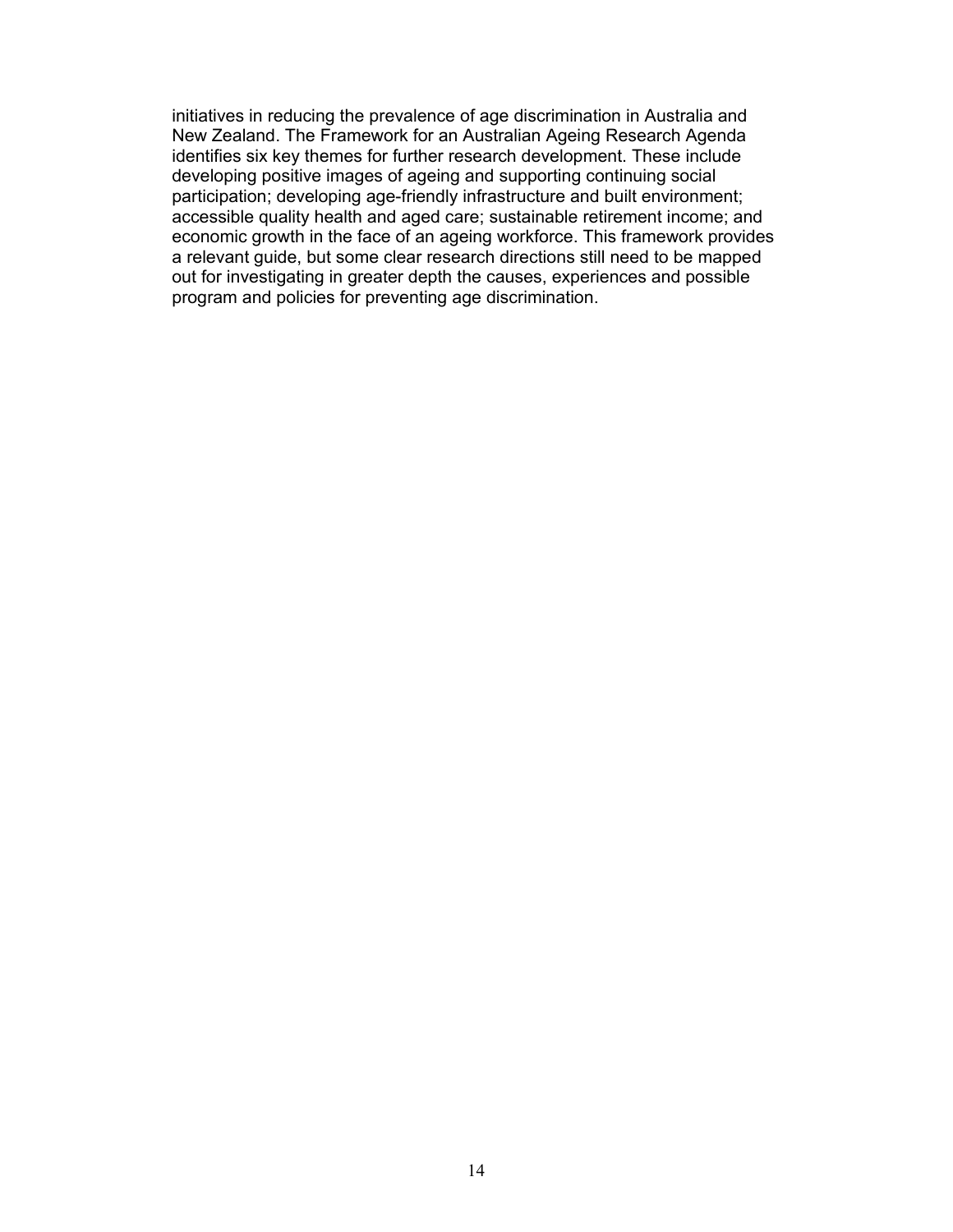initiatives in reducing the prevalence of age discrimination in Australia and New Zealand. The Framework for an Australian Ageing Research Agenda identifies six key themes for further research development. These include developing positive images of ageing and supporting continuing social participation; developing age-friendly infrastructure and built environment; accessible quality health and aged care; sustainable retirement income; and economic growth in the face of an ageing workforce. This framework provides a relevant guide, but some clear research directions still need to be mapped out for investigating in greater depth the causes, experiences and possible program and policies for preventing age discrimination.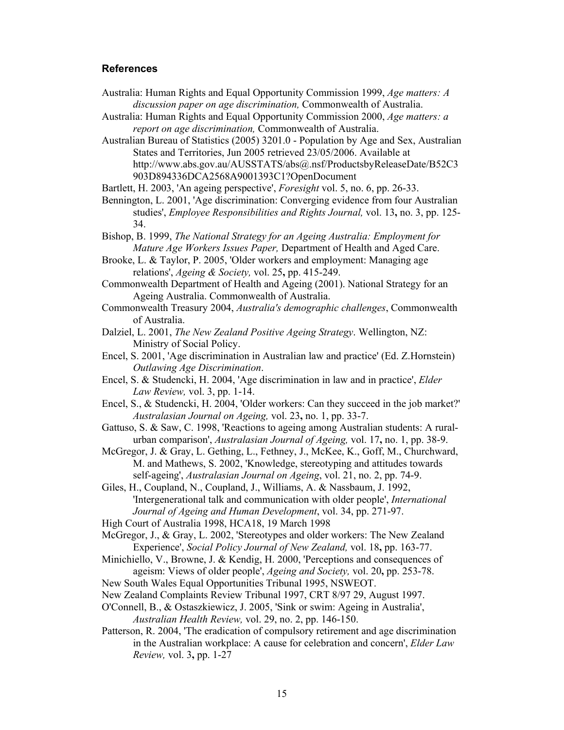## References

Australia: Human Rights and Equal Opportunity Commission 1999, *Age matters: A discussion paper on age discrimination,* Commonwealth of Australia.

Australia: Human Rights and Equal Opportunity Commission 2000, *Age matters: a report on age discrimination,* Commonwealth of Australia.

Australian Bureau of Statistics (2005) 3201.0 - Population by Age and Sex, Australian States and Territories, Jun 2005 retrieved 23/05/2006. Available at http://www.abs.gov.au/AUSSTATS/abs@.nsf/ProductsbyReleaseDate/B52C3903D894336DCA2568A9001393C1?OpenDocument

Bartlett, H. 2003, 'An ageing perspective', *Foresight* vol. 5, no. 6, pp. 26-33.

Bennington, L. 2001, 'Age discrimination: Converging evidence from four Australian studies', *Employee Responsibilities and Rights Journal,* vol. 13**,** no. 3, pp. 125-34.

Bishop, B. 1999, *The National Strategy for an Ageing Australia: Employment for Mature Age Workers Issues Paper,* Department of Health and Aged Care.

Brooke, L. & Taylor, P. 2005, 'Older workers and employment: Managing age relations', *Ageing & Society,* vol. 25**,** pp. 415-249.

Commonwealth Department of Health and Ageing (2001). National Strategy for an Ageing Australia. Commonwealth of Australia.

Commonwealth Treasury 2004, *Australia's demographic challenges*, Commonwealth of Australia.

Dalziel, L. 2001, *The New Zealand Positive Ageing Strategy*. Wellington, NZ: Ministry of Social Policy.

Encel, S. 2001, 'Age discrimination in Australian law and practice' (Ed. Z.Hornstein) *Outlawing Age Discrimination*.

Encel, S. & Studencki, H. 2004, 'Age discrimination in law and in practice', *Elder Law Review,* vol. 3, pp. 1-14.

Encel, S., & Studencki, H. 2004, 'Older workers: Can they succeed in the job market?' *Australasian Journal on Ageing,* vol. 23**,** no. 1, pp. 33-7.

Gattuso, S. & Saw, C. 1998, 'Reactions to ageing among Australian students: A rural-urban comparison', *Australasian Journal of Ageing,* vol. 17**,** no. 1, pp. 38-9.

McGregor, J. & Gray, L. Gething, L., Fethney, J., McKee, K., Goff, M., Churchward, M. and Mathews, S. 2002, 'Knowledge, stereotyping and attitudes towards self-ageing', *Australasian Journal on Ageing*, vol. 21, no. 2, pp. 74-9.

Giles, H., Coupland, N., Coupland, J., Williams, A. & Nassbaum, J. 1992, 'Intergenerational talk and communication with older people', *International Journal of Ageing and Human Development*, vol. 34, pp. 271-97.

High Court of Australia 1998, HCA18, 19 March 1998

McGregor, J., & Gray, L. 2002, 'Stereotypes and older workers: The New Zealand Experience', *Social Policy Journal of New Zealand,* vol. 18**,** pp. 163-77.

Minichiello, V., Browne, J. & Kendig, H. 2000, 'Perceptions and consequences of ageism: Views of older people', *Ageing and Society,* vol. 20**,** pp. 253-78.

New South Wales Equal Opportunities Tribunal 1995, NSWEOT.

New Zealand Complaints Review Tribunal 1997, CRT 8/97 29, August 1997.

O'Connell, B., & Ostaszkiewicz, J. 2005, 'Sink or swim: Ageing in Australia', *Australian Health Review,* vol. 29, no. 2, pp. 146-150.

Patterson, R. 2004, 'The eradication of compulsory retirement and age discrimination in the Australian workplace: A cause for celebration and concern', *Elder Law Review,* vol. 3**,** pp. 1-27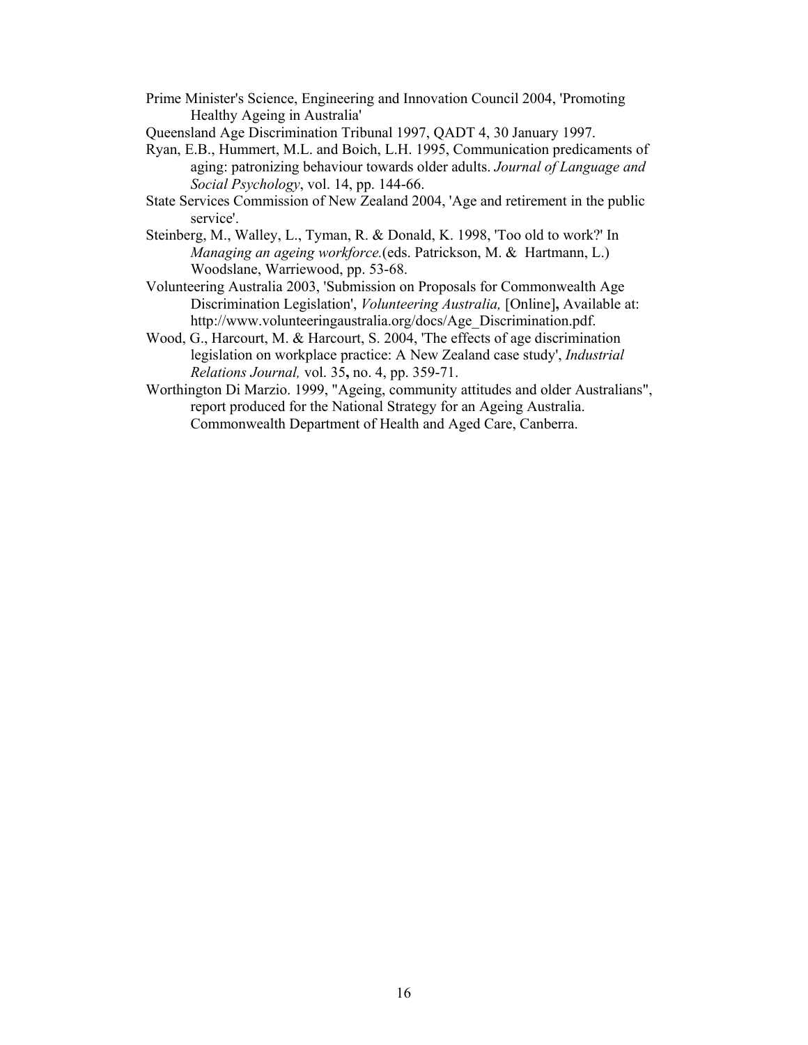Prime Minister's Science, Engineering and Innovation Council 2004, 'Promoting Healthy Ageing in Australia'

Queensland Age Discrimination Tribunal 1997, QADT 4, 30 January 1997.

Ryan, E.B., Hummert, M.L. and Boich, L.H. 1995, Communication predicaments of aging: patronizing behaviour towards older adults. *Journal of Language and Social Psychology*, vol. 14, pp. 144-66.

State Services Commission of New Zealand 2004, 'Age and retirement in the public service'.

Steinberg, M., Walley, L., Tyman, R. & Donald, K. 1998, 'Too old to work?' In *Managing an ageing workforce.*(eds. Patrickson, M. & Hartmann, L.) Woodslane, Warriewood, pp. 53-68.

Volunteering Australia 2003, 'Submission on Proposals for Commonwealth Age Discrimination Legislation', *Volunteering Australia,* [Online]**,** Available at: http://www.volunteeringaustralia.org/docs/Age_Discrimination.pdf.

Wood, G., Harcourt, M. & Harcourt, S. 2004, 'The effects of age discrimination legislation on workplace practice: A New Zealand case study', *Industrial Relations Journal,* vol. 35**,** no. 4, pp. 359-71.

Worthington Di Marzio. 1999, "Ageing, community attitudes and older Australians", report produced for the National Strategy for an Ageing Australia. Commonwealth Department of Health and Aged Care, Canberra.